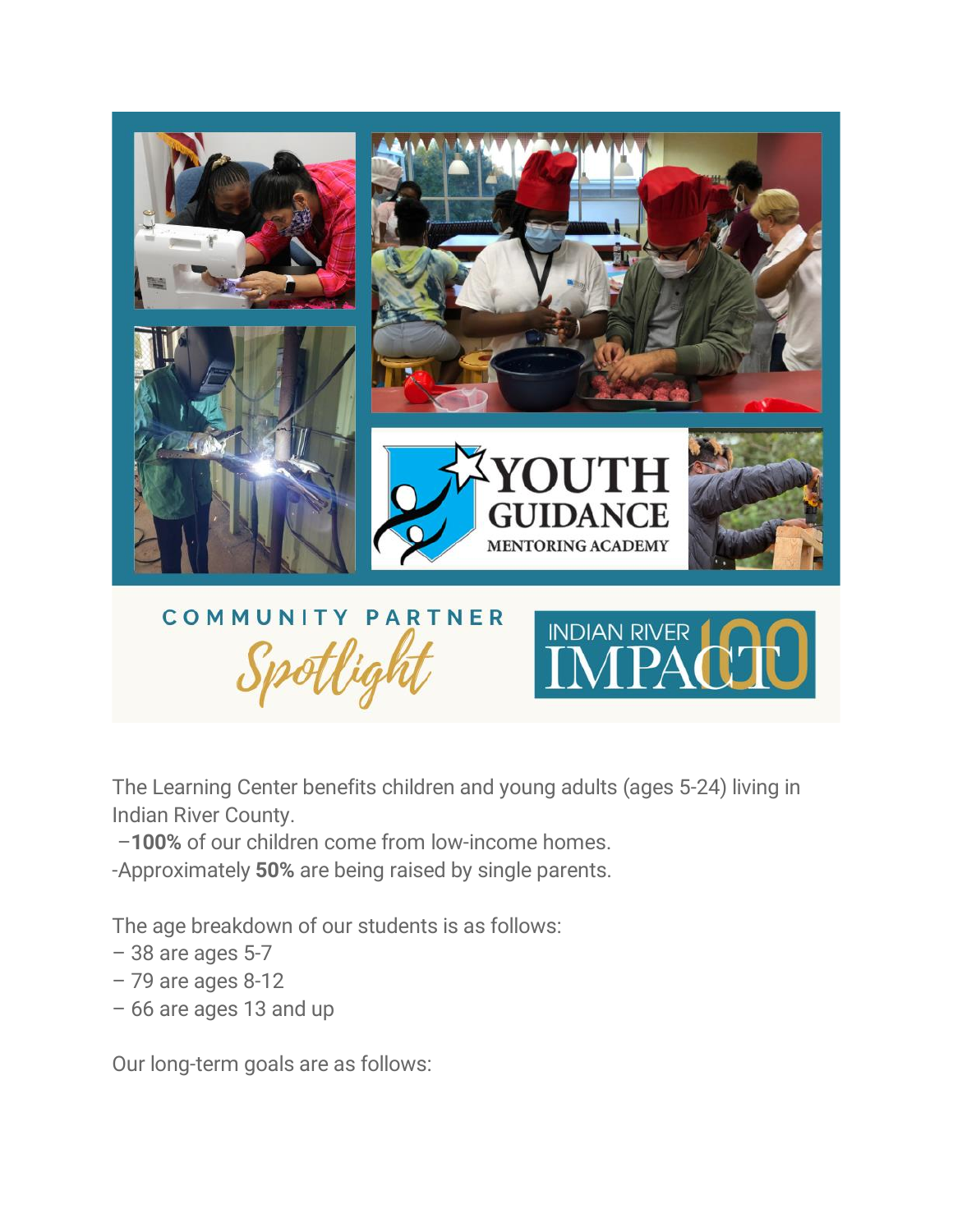YOUTH GUIDANCE MENTORING ACADEMY

COMMUNITY PARTNER *Spotlight*

INDIAN RIVER IMPACT 100

The Learning Center benefits children and young adults (ages 5-24) living in Indian River County.

–**100%** of our children come from low-income homes.

-Approximately **50%** are being raised by single parents.

The age breakdown of our students is as follows:

– 38 are ages 5-7

– 79 are ages 8-12

– 66 are ages 13 and up

Our long-term goals are as follows: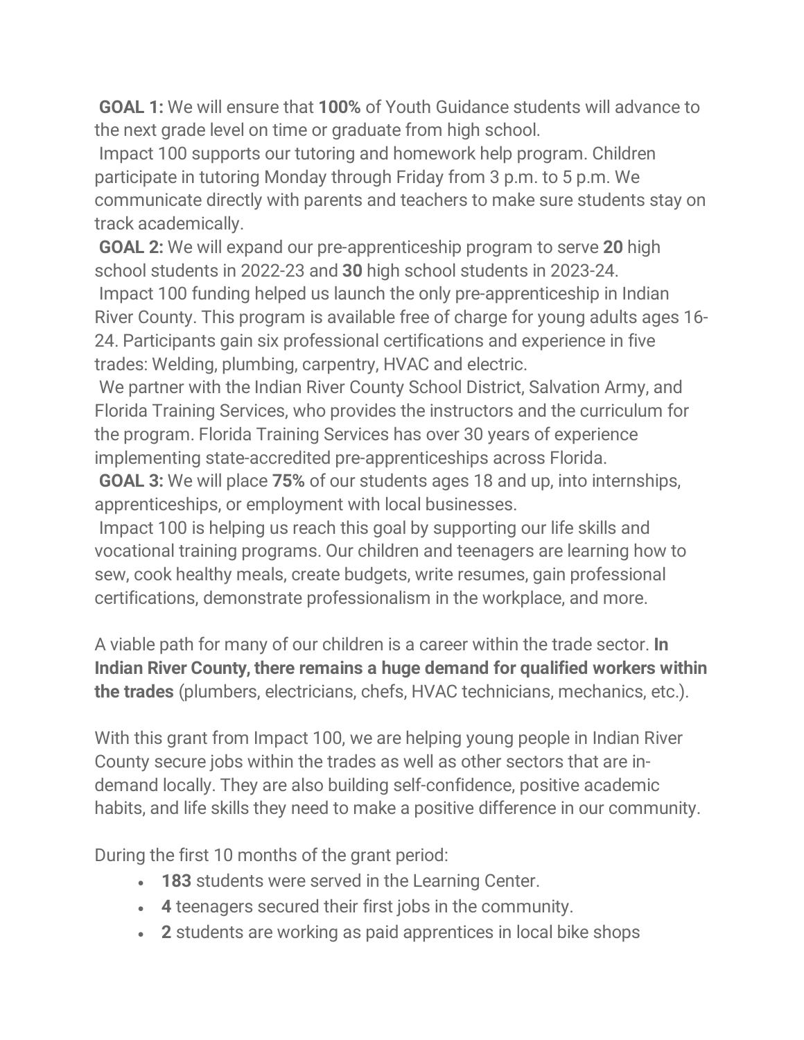**GOAL 1:** We will ensure that **100%** of Youth Guidance students will advance to the next grade level on time or graduate from high school.

Impact 100 supports our tutoring and homework help program. Children participate in tutoring Monday through Friday from 3 p.m. to 5 p.m. We communicate directly with parents and teachers to make sure students stay on track academically.

**GOAL 2:** We will expand our pre-apprenticeship program to serve **20** high school students in 2022-23 and **30** high school students in 2023-24.

Impact 100 funding helped us launch the only pre-apprenticeship in Indian River County. This program is available free of charge for young adults ages 16-24. Participants gain six professional certifications and experience in five trades: Welding, plumbing, carpentry, HVAC and electric.

We partner with the Indian River County School District, Salvation Army, and Florida Training Services, who provides the instructors and the curriculum for the program. Florida Training Services has over 30 years of experience implementing state-accredited pre-apprenticeships across Florida.

**GOAL 3:** We will place **75%** of our students ages 18 and up, into internships, apprenticeships, or employment with local businesses.

Impact 100 is helping us reach this goal by supporting our life skills and vocational training programs. Our children and teenagers are learning how to sew, cook healthy meals, create budgets, write resumes, gain professional certifications, demonstrate professionalism in the workplace, and more.

A viable path for many of our children is a career within the trade sector. **In Indian River County, there remains a huge demand for qualified workers within the trades** (plumbers, electricians, chefs, HVAC technicians, mechanics, etc.).

With this grant from Impact 100, we are helping young people in Indian River County secure jobs within the trades as well as other sectors that are in-demand locally. They are also building self-confidence, positive academic habits, and life skills they need to make a positive difference in our community.

During the first 10 months of the grant period:

- **183** students were served in the Learning Center.
- **4** teenagers secured their first jobs in the community.
- **2** students are working as paid apprentices in local bike shops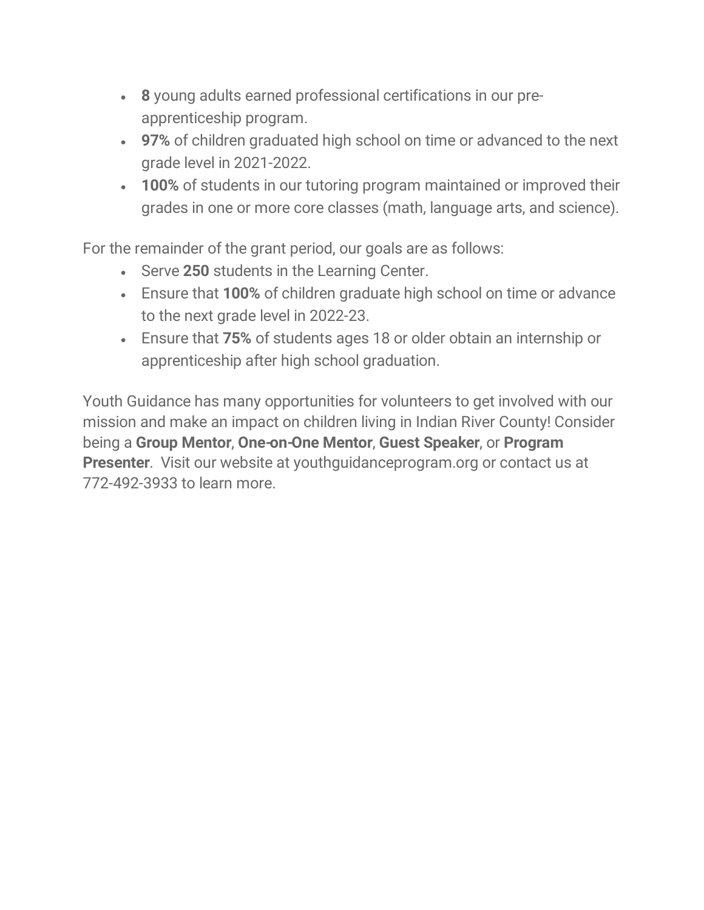- **8** young adults earned professional certifications in our pre-apprenticeship program.
- **97%** of children graduated high school on time or advanced to the next grade level in 2021-2022.
- **100%** of students in our tutoring program maintained or improved their grades in one or more core classes (math, language arts, and science).

For the remainder of the grant period, our goals are as follows:

- Serve **250** students in the Learning Center.
- Ensure that **100%** of children graduate high school on time or advance to the next grade level in 2022-23.
- Ensure that **75%** of students ages 18 or older obtain an internship or apprenticeship after high school graduation.

Youth Guidance has many opportunities for volunteers to get involved with our mission and make an impact on children living in Indian River County! Consider being a **Group Mentor**, **One-on-One Mentor**, **Guest Speaker**, or **Program Presenter**. Visit our website at youthguidanceprogram.org or contact us at 772-492-3933 to learn more.